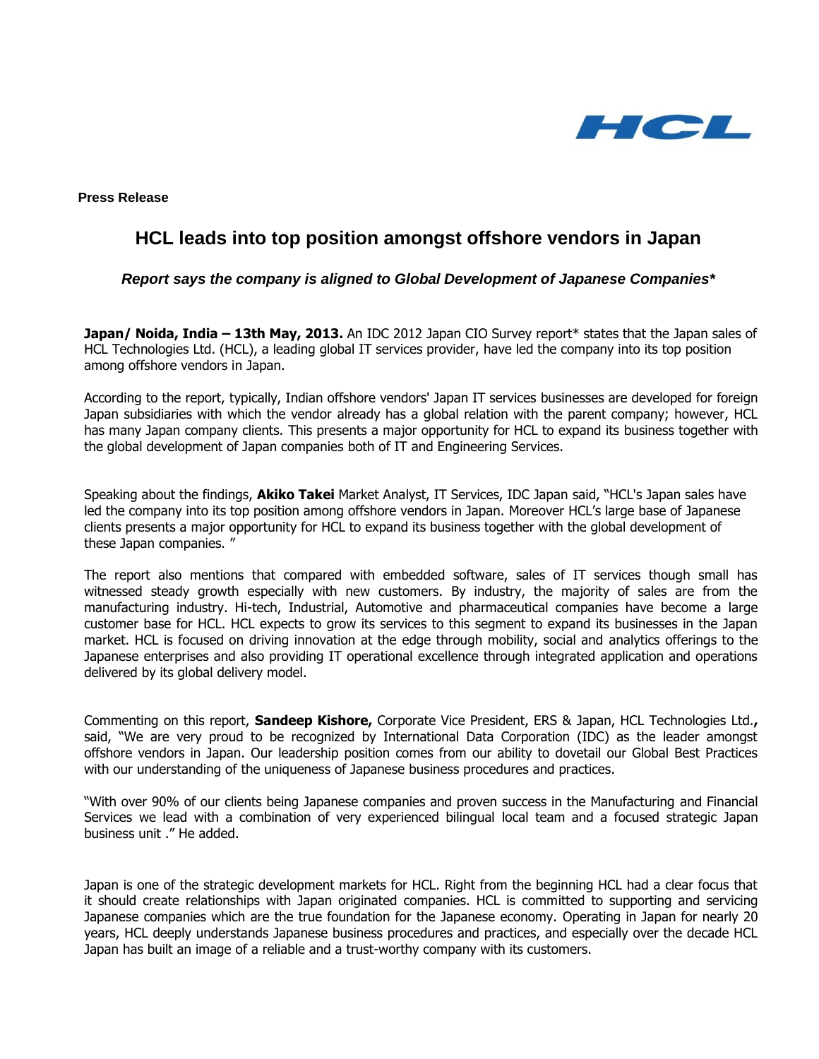**Press Release**

# HCL leads into top position amongst offshore vendors in Japan

***Report says the company is aligned to Global Development of Japanese Companies****

**Japan/ Noida, India – 13th May, 2013.** An IDC 2012 Japan CIO Survey report* states that the Japan sales of HCL Technologies Ltd. (HCL), a leading global IT services provider, have led the company into its top position among offshore vendors in Japan.

According to the report, typically, Indian offshore vendors' Japan IT services businesses are developed for foreign Japan subsidiaries with which the vendor already has a global relation with the parent company; however, HCL has many Japan company clients. This presents a major opportunity for HCL to expand its business together with the global development of Japan companies both of IT and Engineering Services.

Speaking about the findings, **Akiko Takei** Market Analyst, IT Services, IDC Japan said, "HCL's Japan sales have led the company into its top position among offshore vendors in Japan. Moreover HCL's large base of Japanese clients presents a major opportunity for HCL to expand its business together with the global development of these Japan companies. "

The report also mentions that compared with embedded software, sales of IT services though small has witnessed steady growth especially with new customers. By industry, the majority of sales are from the manufacturing industry. Hi-tech, Industrial, Automotive and pharmaceutical companies have become a large customer base for HCL. HCL expects to grow its services to this segment to expand its businesses in the Japan market. HCL is focused on driving innovation at the edge through mobility, social and analytics offerings to the Japanese enterprises and also providing IT operational excellence through integrated application and operations delivered by its global delivery model.

Commenting on this report, **Sandeep Kishore,** Corporate Vice President, ERS & Japan, HCL Technologies Ltd.**,** said, "We are very proud to be recognized by International Data Corporation (IDC) as the leader amongst offshore vendors in Japan. Our leadership position comes from our ability to dovetail our Global Best Practices with our understanding of the uniqueness of Japanese business procedures and practices.

"With over 90% of our clients being Japanese companies and proven success in the Manufacturing and Financial Services we lead with a combination of very experienced bilingual local team and a focused strategic Japan business unit ." He added.

Japan is one of the strategic development markets for HCL. Right from the beginning HCL had a clear focus that it should create relationships with Japan originated companies. HCL is committed to supporting and servicing Japanese companies which are the true foundation for the Japanese economy. Operating in Japan for nearly 20 years, HCL deeply understands Japanese business procedures and practices, and especially over the decade HCL Japan has built an image of a reliable and a trust-worthy company with its customers.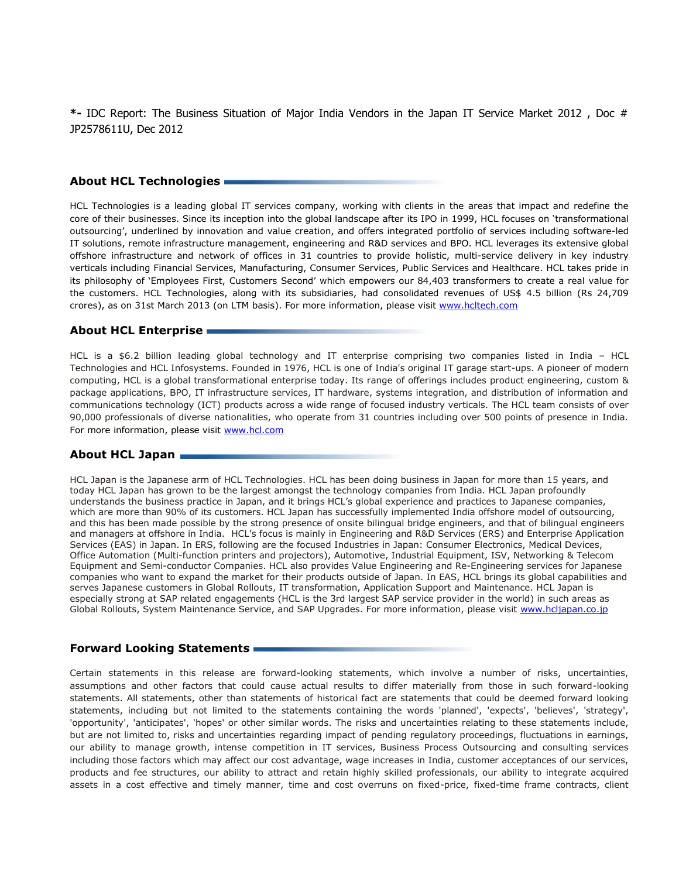*- IDC Report: The Business Situation of Major India Vendors in the Japan IT Service Market 2012 , Doc # JP2578611U, Dec 2012

## About HCL Technologies

HCL Technologies is a leading global IT services company, working with clients in the areas that impact and redefine the core of their businesses. Since its inception into the global landscape after its IPO in 1999, HCL focuses on 'transformational outsourcing', underlined by innovation and value creation, and offers integrated portfolio of services including software-led IT solutions, remote infrastructure management, engineering and R&D services and BPO. HCL leverages its extensive global offshore infrastructure and network of offices in 31 countries to provide holistic, multi-service delivery in key industry verticals including Financial Services, Manufacturing, Consumer Services, Public Services and Healthcare. HCL takes pride in its philosophy of 'Employees First, Customers Second' which empowers our 84,403 transformers to create a real value for the customers. HCL Technologies, along with its subsidiaries, had consolidated revenues of US$ 4.5 billion (Rs 24,709 crores), as on 31st March 2013 (on LTM basis). For more information, please visit [www.hcltech.com](http://www.hcltech.com)

## About HCL Enterprise

HCL is a $6.2 billion leading global technology and IT enterprise comprising two companies listed in India – HCL Technologies and HCL Infosystems. Founded in 1976, HCL is one of India's original IT garage start-ups. A pioneer of modern computing, HCL is a global transformational enterprise today. Its range of offerings includes product engineering, custom & package applications, BPO, IT infrastructure services, IT hardware, systems integration, and distribution of information and communications technology (ICT) products across a wide range of focused industry verticals. The HCL team consists of over 90,000 professionals of diverse nationalities, who operate from 31 countries including over 500 points of presence in India. For more information, please visit [www.hcl.com](http://www.hcl.com)

## About HCL Japan

HCL Japan is the Japanese arm of HCL Technologies. HCL has been doing business in Japan for more than 15 years, and today HCL Japan has grown to be the largest amongst the technology companies from India. HCL Japan profoundly understands the business practice in Japan, and it brings HCL's global experience and practices to Japanese companies, which are more than 90% of its customers. HCL Japan has successfully implemented India offshore model of outsourcing, and this has been made possible by the strong presence of onsite bilingual bridge engineers, and that of bilingual engineers and managers at offshore in India. HCL's focus is mainly in Engineering and R&D Services (ERS) and Enterprise Application Services (EAS) in Japan. In ERS, following are the focused Industries in Japan: Consumer Electronics, Medical Devices, Office Automation (Multi-function printers and projectors), Automotive, Industrial Equipment, ISV, Networking & Telecom Equipment and Semi-conductor Companies. HCL also provides Value Engineering and Re-Engineering services for Japanese companies who want to expand the market for their products outside of Japan. In EAS, HCL brings its global capabilities and serves Japanese customers in Global Rollouts, IT transformation, Application Support and Maintenance. HCL Japan is especially strong at SAP related engagements (HCL is the 3rd largest SAP service provider in the world) in such areas as Global Rollouts, System Maintenance Service, and SAP Upgrades. For more information, please visit [www.hcljapan.co.jp](http://www.hcljapan.co.jp)

## Forward Looking Statements

Certain statements in this release are forward-looking statements, which involve a number of risks, uncertainties, assumptions and other factors that could cause actual results to differ materially from those in such forward-looking statements. All statements, other than statements of historical fact are statements that could be deemed forward looking statements, including but not limited to the statements containing the words 'planned', 'expects', 'believes', 'strategy', 'opportunity', 'anticipates', 'hopes' or other similar words. The risks and uncertainties relating to these statements include, but are not limited to, risks and uncertainties regarding impact of pending regulatory proceedings, fluctuations in earnings, our ability to manage growth, intense competition in IT services, Business Process Outsourcing and consulting services including those factors which may affect our cost advantage, wage increases in India, customer acceptances of our services, products and fee structures, our ability to attract and retain highly skilled professionals, our ability to integrate acquired assets in a cost effective and timely manner, time and cost overruns on fixed-price, fixed-time frame contracts, client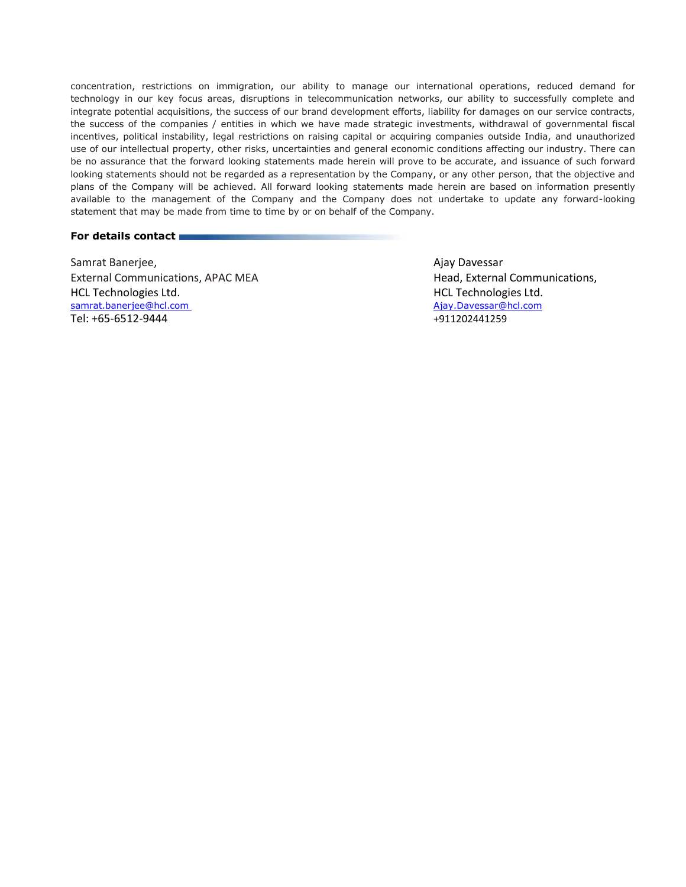concentration, restrictions on immigration, our ability to manage our international operations, reduced demand for technology in our key focus areas, disruptions in telecommunication networks, our ability to successfully complete and integrate potential acquisitions, the success of our brand development efforts, liability for damages on our service contracts, the success of the companies / entities in which we have made strategic investments, withdrawal of governmental fiscal incentives, political instability, legal restrictions on raising capital or acquiring companies outside India, and unauthorized use of our intellectual property, other risks, uncertainties and general economic conditions affecting our industry. There can be no assurance that the forward looking statements made herein will prove to be accurate, and issuance of such forward looking statements should not be regarded as a representation by the Company, or any other person, that the objective and plans of the Company will be achieved. All forward looking statements made herein are based on information presently available to the management of the Company and the Company does not undertake to update any forward-looking statement that may be made from time to time by or on behalf of the Company.

**For details contact**

Samrat Banerjee,
External Communications, APAC MEA
HCL Technologies Ltd.
samrat.banerjee@hcl.com
Tel: +65-6512-9444

Ajay Davessar
Head, External Communications,
HCL Technologies Ltd.
Ajay.Davessar@hcl.com
+911202441259